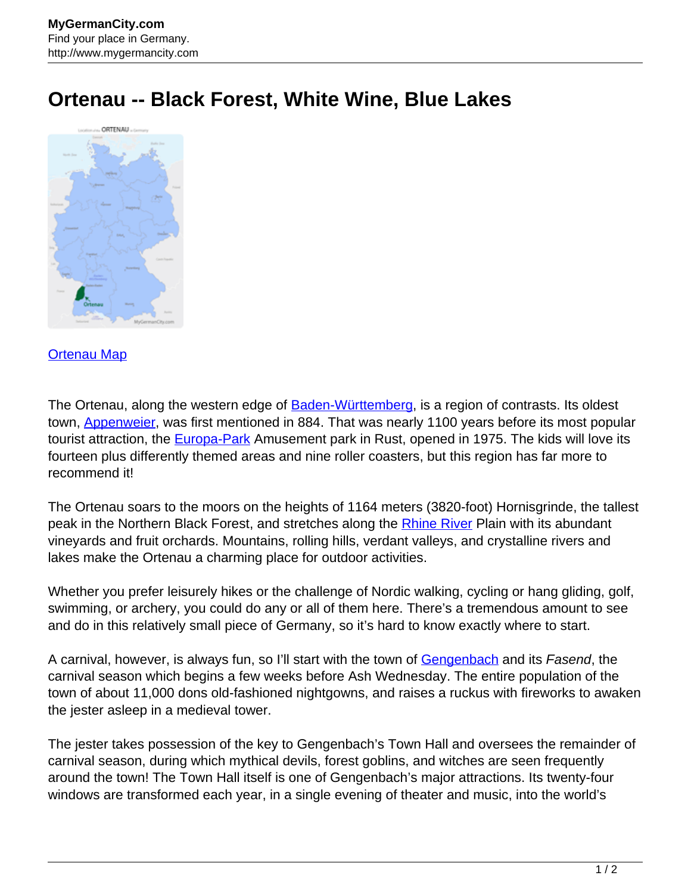# Ortenau -- Black Forest, White Wine, Blue Lakes

Ortenau Map

The Ortenau, along the western edge of Baden-Württemberg, is a region of contrasts. Its oldest town, Appenweier, was first mentioned in 884. That was nearly 1100 years before its most popular tourist attraction, the Europa-Park Amusement park in Rust, opened in 1975. The kids will love its fourteen plus differently themed areas and nine roller coasters, but this region has far more to recommend it!

The Ortenau soars to the moors on the heights of 1164 meters (3820-foot) Hornisgrinde, the tallest peak in the Northern Black Forest, and stretches along the Rhine River Plain with its abundant vineyards and fruit orchards. Mountains, rolling hills, verdant valleys, and crystalline rivers and lakes make the Ortenau a charming place for outdoor activities.

Whether you prefer leisurely hikes or the challenge of Nordic walking, cycling or hang gliding, golf, swimming, or archery, you could do any or all of them here. There's a tremendous amount to see and do in this relatively small piece of Germany, so it's hard to know exactly where to start.

A carnival, however, is always fun, so I'll start with the town of Gengenbach and its *Fasend*, the carnival season which begins a few weeks before Ash Wednesday. The entire population of the town of about 11,000 dons old-fashioned nightgowns, and raises a ruckus with fireworks to awaken the jester asleep in a medieval tower.

The jester takes possession of the key to Gengenbach's Town Hall and oversees the remainder of carnival season, during which mythical devils, forest goblins, and witches are seen frequently around the town! The Town Hall itself is one of Gengenbach's major attractions. Its twenty-four windows are transformed each year, in a single evening of theater and music, into the world's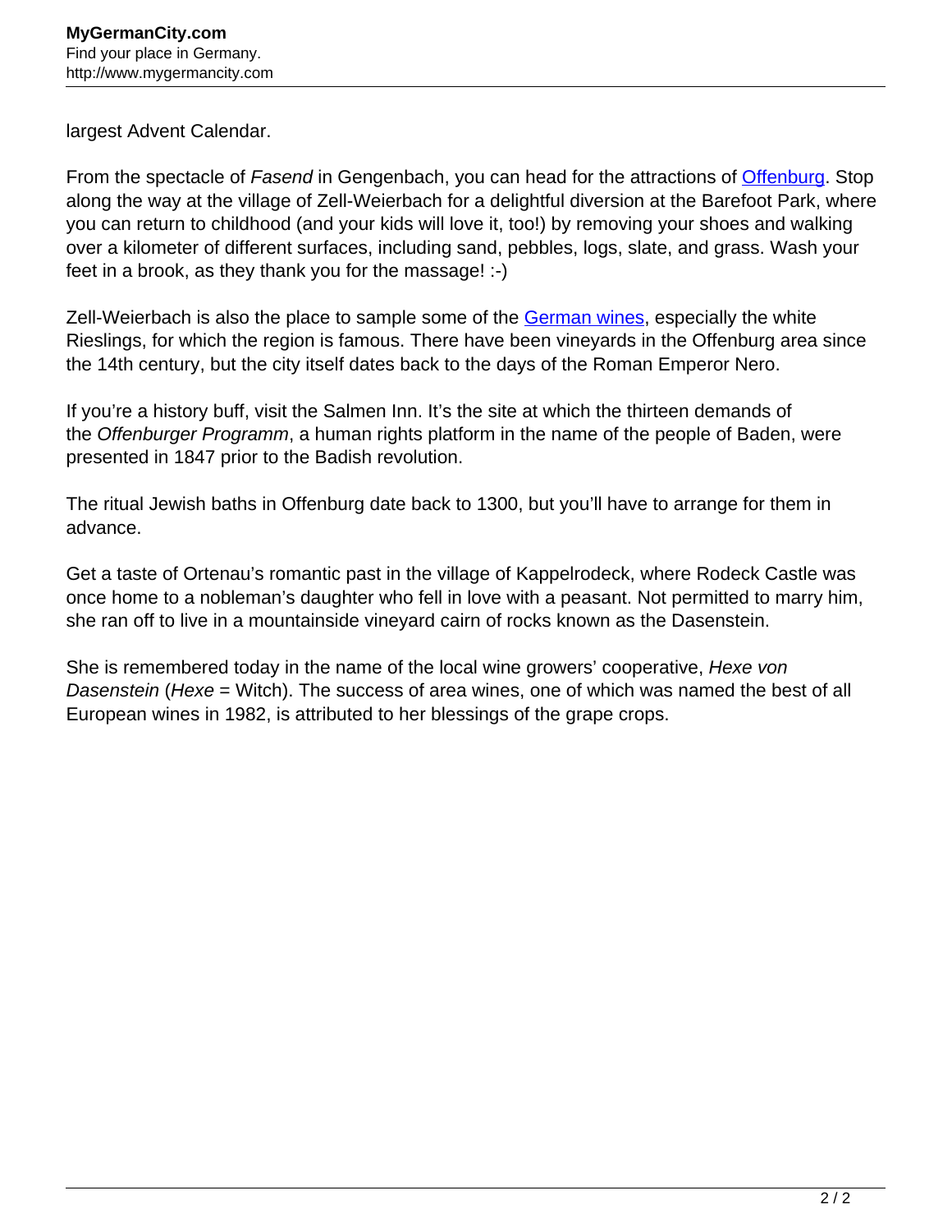largest Advent Calendar.

From the spectacle of *Fasend* in Gengenbach, you can head for the attractions of [Offenburg](). Stop along the way at the village of Zell-Weierbach for a delightful diversion at the Barefoot Park, where you can return to childhood (and your kids will love it, too!) by removing your shoes and walking over a kilometer of different surfaces, including sand, pebbles, logs, slate, and grass. Wash your feet in a brook, as they thank you for the massage! :-)

Zell-Weierbach is also the place to sample some of the [German wines](), especially the white Rieslings, for which the region is famous. There have been vineyards in the Offenburg area since the 14th century, but the city itself dates back to the days of the Roman Emperor Nero.

If you're a history buff, visit the Salmen Inn. It's the site at which the thirteen demands of the *Offenburger Programm*, a human rights platform in the name of the people of Baden, were presented in 1847 prior to the Badish revolution.

The ritual Jewish baths in Offenburg date back to 1300, but you'll have to arrange for them in advance.

Get a taste of Ortenau's romantic past in the village of Kappelrodeck, where Rodeck Castle was once home to a nobleman's daughter who fell in love with a peasant. Not permitted to marry him, she ran off to live in a mountainside vineyard cairn of rocks known as the Dasenstein.

She is remembered today in the name of the local wine growers' cooperative, *Hexe von Dasenstein* (*Hexe* = Witch). The success of area wines, one of which was named the best of all European wines in 1982, is attributed to her blessings of the grape crops.